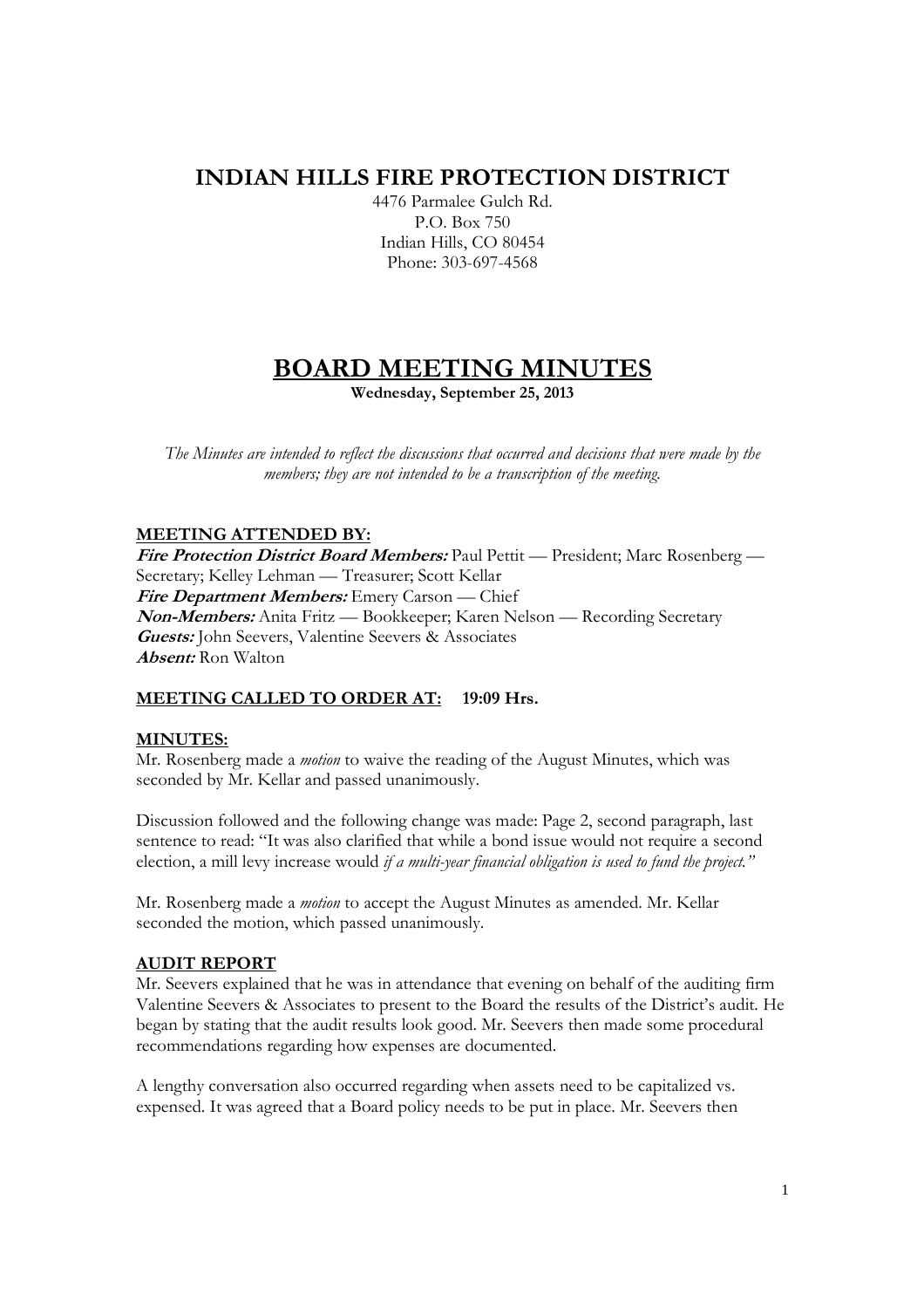# INDIAN HILLS FIRE PROTECTION DISTRICT

4476 Parmalee Gulch Rd.
P.O. Box 750
Indian Hills, CO 80454
Phone: 303-697-4568

# BOARD MEETING MINUTES

**Wednesday, September 25, 2013**

*The Minutes are intended to reflect the discussions that occurred and decisions that were made by the members; they are not intended to be a transcription of the meeting.*

## MEETING ATTENDED BY:

***Fire Protection District Board Members:*** Paul Pettit — President; Marc Rosenberg — Secretary; Kelley Lehman — Treasurer; Scott Kellar
***Fire Department Members:*** Emery Carson — Chief
***Non-Members:*** Anita Fritz — Bookkeeper; Karen Nelson — Recording Secretary
***Guests:*** John Seevers, Valentine Seevers & Associates
***Absent:*** Ron Walton

## MEETING CALLED TO ORDER AT: 19:09 Hrs.

## MINUTES:

Mr. Rosenberg made a *motion* to waive the reading of the August Minutes, which was seconded by Mr. Kellar and passed unanimously.

Discussion followed and the following change was made: Page 2, second paragraph, last sentence to read: "It was also clarified that while a bond issue would not require a second election, a mill levy increase would *if a multi-year financial obligation is used to fund the project."*

Mr. Rosenberg made a *motion* to accept the August Minutes as amended. Mr. Kellar seconded the motion, which passed unanimously.

## AUDIT REPORT

Mr. Seevers explained that he was in attendance that evening on behalf of the auditing firm Valentine Seevers & Associates to present to the Board the results of the District's audit. He began by stating that the audit results look good. Mr. Seevers then made some procedural recommendations regarding how expenses are documented.

A lengthy conversation also occurred regarding when assets need to be capitalized vs. expensed. It was agreed that a Board policy needs to be put in place. Mr. Seevers then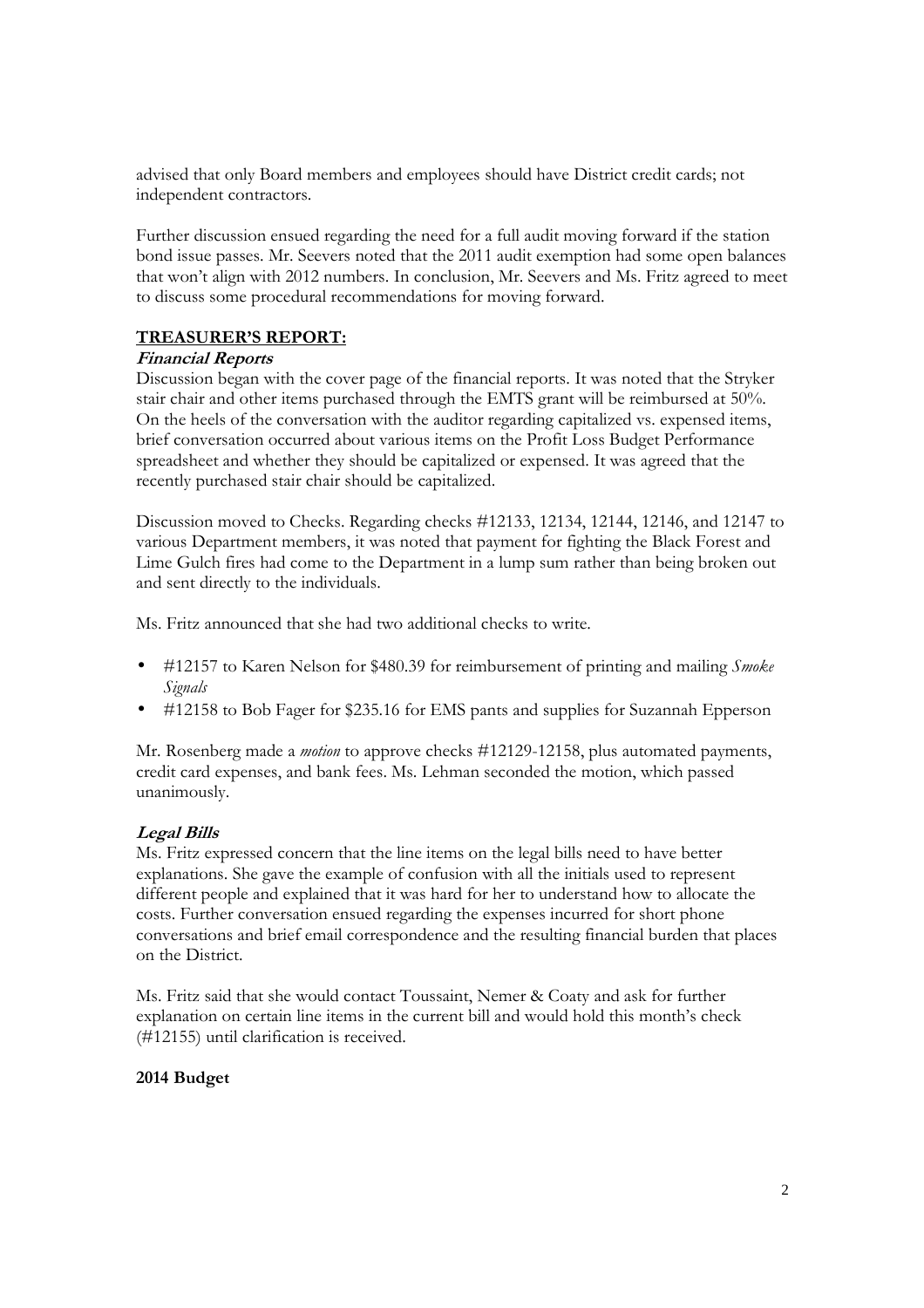advised that only Board members and employees should have District credit cards; not independent contractors.

Further discussion ensued regarding the need for a full audit moving forward if the station bond issue passes. Mr. Seevers noted that the 2011 audit exemption had some open balances that won't align with 2012 numbers. In conclusion, Mr. Seevers and Ms. Fritz agreed to meet to discuss some procedural recommendations for moving forward.

## TREASURER'S REPORT:

### *Financial Reports*

Discussion began with the cover page of the financial reports. It was noted that the Stryker stair chair and other items purchased through the EMTS grant will be reimbursed at 50%. On the heels of the conversation with the auditor regarding capitalized vs. expensed items, brief conversation occurred about various items on the Profit Loss Budget Performance spreadsheet and whether they should be capitalized or expensed. It was agreed that the recently purchased stair chair should be capitalized.

Discussion moved to Checks. Regarding checks #12133, 12134, 12144, 12146, and 12147 to various Department members, it was noted that payment for fighting the Black Forest and Lime Gulch fires had come to the Department in a lump sum rather than being broken out and sent directly to the individuals.

Ms. Fritz announced that she had two additional checks to write.

- #12157 to Karen Nelson for $480.39 for reimbursement of printing and mailing *Smoke Signals*
- #12158 to Bob Fager for $235.16 for EMS pants and supplies for Suzannah Epperson

Mr. Rosenberg made a *motion* to approve checks #12129-12158, plus automated payments, credit card expenses, and bank fees. Ms. Lehman seconded the motion, which passed unanimously.

### *Legal Bills*

Ms. Fritz expressed concern that the line items on the legal bills need to have better explanations. She gave the example of confusion with all the initials used to represent different people and explained that it was hard for her to understand how to allocate the costs. Further conversation ensued regarding the expenses incurred for short phone conversations and brief email correspondence and the resulting financial burden that places on the District.

Ms. Fritz said that she would contact Toussaint, Nemer & Coaty and ask for further explanation on certain line items in the current bill and would hold this month's check (#12155) until clarification is received.

### 2014 Budget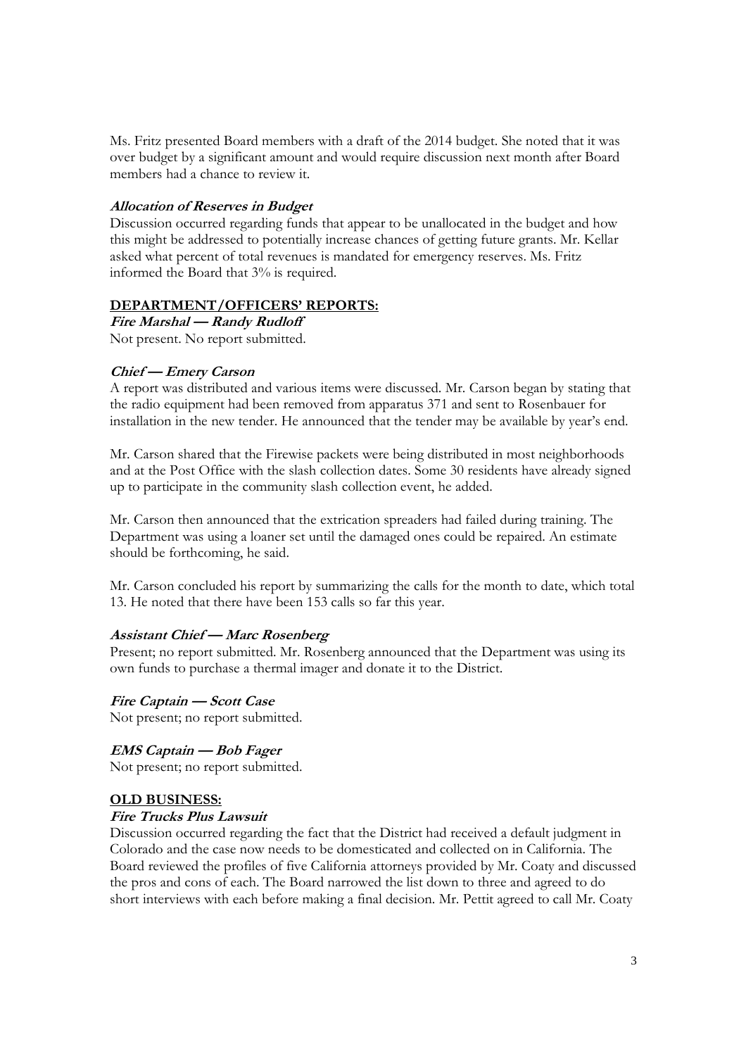Ms. Fritz presented Board members with a draft of the 2014 budget. She noted that it was over budget by a significant amount and would require discussion next month after Board members had a chance to review it.

***Allocation of Reserves in Budget***

Discussion occurred regarding funds that appear to be unallocated in the budget and how this might be addressed to potentially increase chances of getting future grants. Mr. Kellar asked what percent of total revenues is mandated for emergency reserves. Ms. Fritz informed the Board that 3% is required.

## DEPARTMENT/OFFICERS' REPORTS:

***Fire Marshal — Randy Rudloff***

Not present. No report submitted.

***Chief — Emery Carson***

A report was distributed and various items were discussed. Mr. Carson began by stating that the radio equipment had been removed from apparatus 371 and sent to Rosenbauer for installation in the new tender. He announced that the tender may be available by year's end.

Mr. Carson shared that the Firewise packets were being distributed in most neighborhoods and at the Post Office with the slash collection dates. Some 30 residents have already signed up to participate in the community slash collection event, he added.

Mr. Carson then announced that the extrication spreaders had failed during training. The Department was using a loaner set until the damaged ones could be repaired. An estimate should be forthcoming, he said.

Mr. Carson concluded his report by summarizing the calls for the month to date, which total 13. He noted that there have been 153 calls so far this year.

***Assistant Chief — Marc Rosenberg***

Present; no report submitted. Mr. Rosenberg announced that the Department was using its own funds to purchase a thermal imager and donate it to the District.

***Fire Captain — Scott Case***

Not present; no report submitted.

***EMS Captain — Bob Fager***

Not present; no report submitted.

## OLD BUSINESS:

***Fire Trucks Plus Lawsuit***

Discussion occurred regarding the fact that the District had received a default judgment in Colorado and the case now needs to be domesticated and collected on in California. The Board reviewed the profiles of five California attorneys provided by Mr. Coaty and discussed the pros and cons of each. The Board narrowed the list down to three and agreed to do short interviews with each before making a final decision. Mr. Pettit agreed to call Mr. Coaty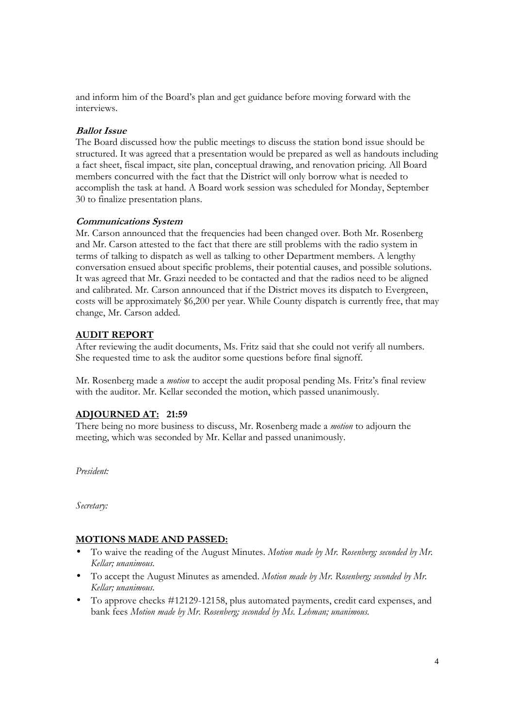and inform him of the Board's plan and get guidance before moving forward with the interviews.

***Ballot Issue***

The Board discussed how the public meetings to discuss the station bond issue should be structured. It was agreed that a presentation would be prepared as well as handouts including a fact sheet, fiscal impact, site plan, conceptual drawing, and renovation pricing. All Board members concurred with the fact that the District will only borrow what is needed to accomplish the task at hand. A Board work session was scheduled for Monday, September 30 to finalize presentation plans.

***Communications System***

Mr. Carson announced that the frequencies had been changed over. Both Mr. Rosenberg and Mr. Carson attested to the fact that there are still problems with the radio system in terms of talking to dispatch as well as talking to other Department members. A lengthy conversation ensued about specific problems, their potential causes, and possible solutions. It was agreed that Mr. Grazi needed to be contacted and that the radios need to be aligned and calibrated. Mr. Carson announced that if the District moves its dispatch to Evergreen, costs will be approximately $6,200 per year. While County dispatch is currently free, that may change, Mr. Carson added.

## AUDIT REPORT

After reviewing the audit documents, Ms. Fritz said that she could not verify all numbers. She requested time to ask the auditor some questions before final signoff.

Mr. Rosenberg made a *motion* to accept the audit proposal pending Ms. Fritz's final review with the auditor. Mr. Kellar seconded the motion, which passed unanimously.

## ADJOURNED AT: 21:59

There being no more business to discuss, Mr. Rosenberg made a *motion* to adjourn the meeting, which was seconded by Mr. Kellar and passed unanimously.

*President:*

*Secretary:*

## MOTIONS MADE AND PASSED:

- To waive the reading of the August Minutes. *Motion made by Mr. Rosenberg; seconded by Mr. Kellar; unanimous.*
- To accept the August Minutes as amended. *Motion made by Mr. Rosenberg; seconded by Mr. Kellar; unanimous.*
- To approve checks #12129-12158, plus automated payments, credit card expenses, and bank fees *Motion made by Mr. Rosenberg; seconded by Ms. Lehman; unanimous.*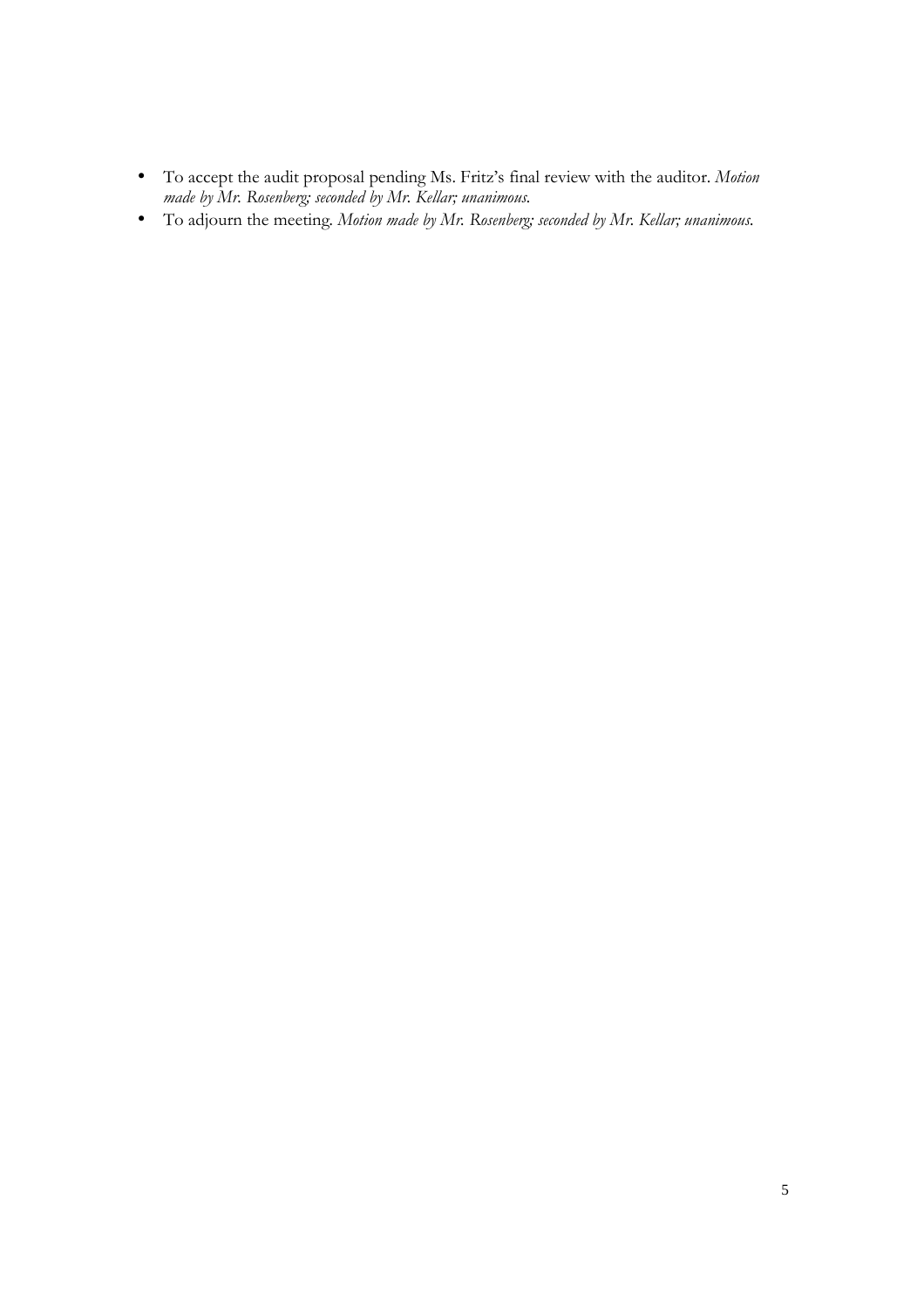- To accept the audit proposal pending Ms. Fritz's final review with the auditor. *Motion made by Mr. Rosenberg; seconded by Mr. Kellar; unanimous.*
- To adjourn the meeting. *Motion made by Mr. Rosenberg; seconded by Mr. Kellar; unanimous.*